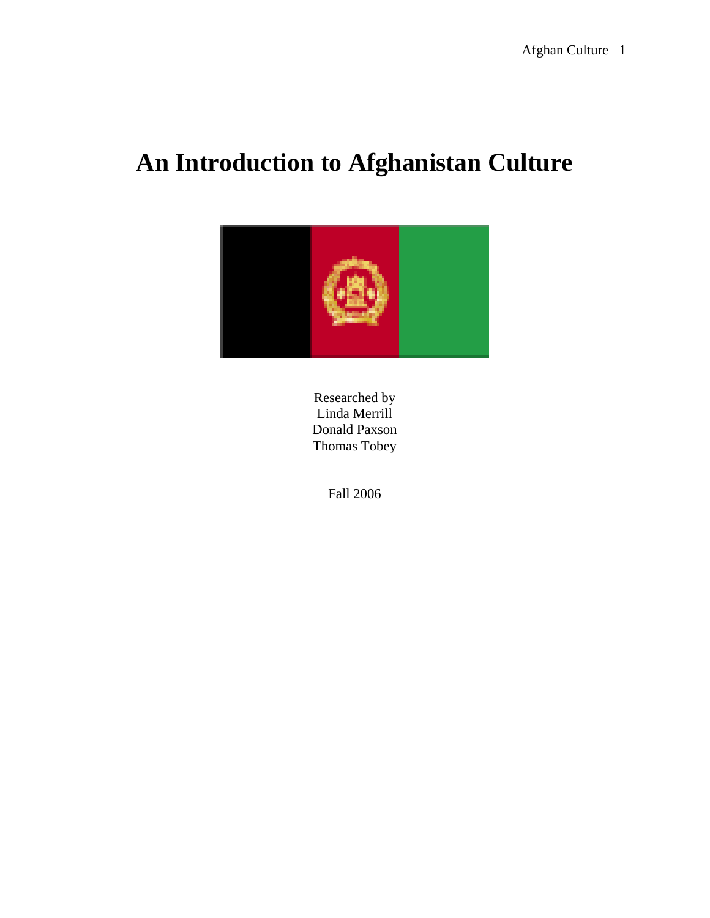# An Introduction to Afghanistan Culture

Researched by
Linda Merrill
Donald Paxson
Thomas Tobey

Fall 2006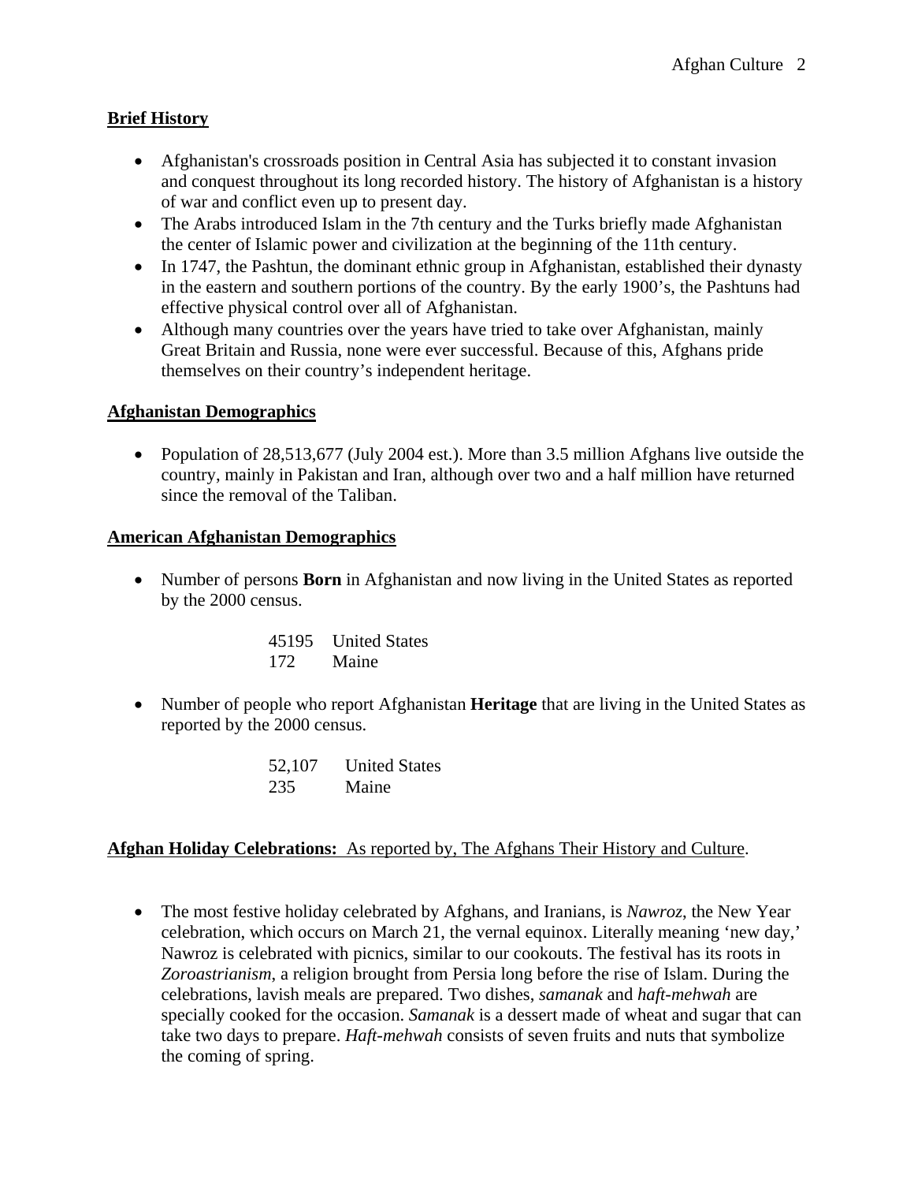**Brief History**

- Afghanistan's crossroads position in Central Asia has subjected it to constant invasion and conquest throughout its long recorded history. The history of Afghanistan is a history of war and conflict even up to present day.
- The Arabs introduced Islam in the 7th century and the Turks briefly made Afghanistan the center of Islamic power and civilization at the beginning of the 11th century.
- In 1747, the Pashtun, the dominant ethnic group in Afghanistan, established their dynasty in the eastern and southern portions of the country. By the early 1900's, the Pashtuns had effective physical control over all of Afghanistan.
- Although many countries over the years have tried to take over Afghanistan, mainly Great Britain and Russia, none were ever successful. Because of this, Afghans pride themselves on their country's independent heritage.

**Afghanistan Demographics**

- Population of 28,513,677 (July 2004 est.). More than 3.5 million Afghans live outside the country, mainly in Pakistan and Iran, although over two and a half million have returned since the removal of the Taliban.

**American Afghanistan Demographics**

- Number of persons **Born** in Afghanistan and now living in the United States as reported by the 2000 census.

| | |
|---|---|
| 45195 | United States |
| 172 | Maine |

- Number of people who report Afghanistan **Heritage** that are living in the United States as reported by the 2000 census.

| | |
|---|---|
| 52,107 | United States |
| 235 | Maine |

**Afghan Holiday Celebrations:** As reported by, The Afghans Their History and Culture.

- The most festive holiday celebrated by Afghans, and Iranians, is *Nawroz*, the New Year celebration, which occurs on March 21, the vernal equinox. Literally meaning 'new day,' Nawroz is celebrated with picnics, similar to our cookouts. The festival has its roots in *Zoroastrianism*, a religion brought from Persia long before the rise of Islam. During the celebrations, lavish meals are prepared. Two dishes, *samanak* and *haft-mehwah* are specially cooked for the occasion. *Samanak* is a dessert made of wheat and sugar that can take two days to prepare. *Haft-mehwah* consists of seven fruits and nuts that symbolize the coming of spring.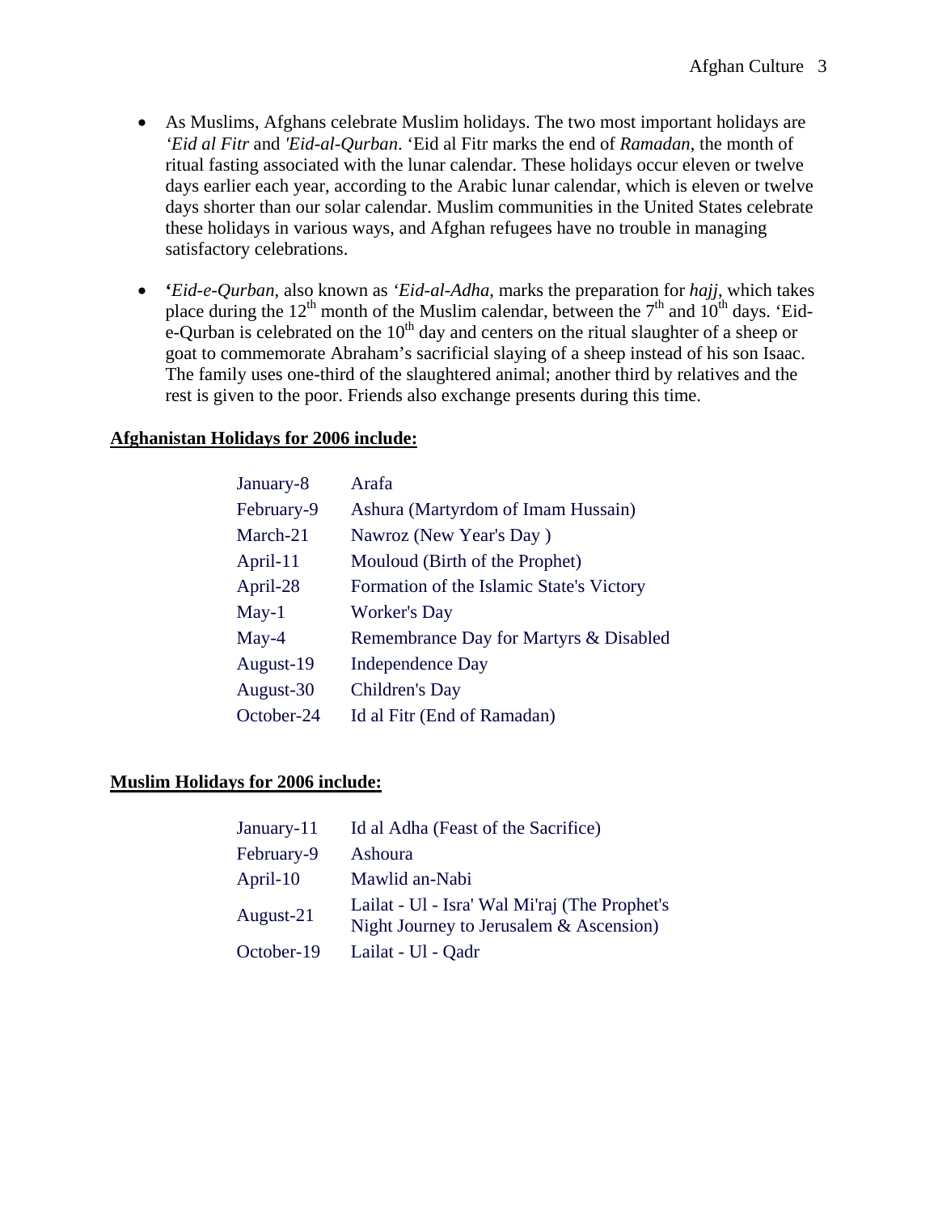- As Muslims, Afghans celebrate Muslim holidays. The two most important holidays are *'Eid al Fitr* and *'Eid-al-Qurban*. 'Eid al Fitr marks the end of *Ramadan*, the month of ritual fasting associated with the lunar calendar. These holidays occur eleven or twelve days earlier each year, according to the Arabic lunar calendar, which is eleven or twelve days shorter than our solar calendar. Muslim communities in the United States celebrate these holidays in various ways, and Afghan refugees have no trouble in managing satisfactory celebrations.

- **'***Eid-e-Qurban*, also known as *'Eid-al-Adha*, marks the preparation for *hajj*, which takes place during the 12th month of the Muslim calendar, between the 7th and 10th days. 'Eid-e-Qurban is celebrated on the 10th day and centers on the ritual slaughter of a sheep or goat to commemorate Abraham's sacrificial slaying of a sheep instead of his son Isaac. The family uses one-third of the slaughtered animal; another third by relatives and the rest is given to the poor. Friends also exchange presents during this time.

**Afghanistan Holidays for 2006 include:**

| | |
|---|---|
| January-8 | Arafa |
| February-9 | Ashura (Martyrdom of Imam Hussain) |
| March-21 | Nawroz (New Year's Day ) |
| April-11 | Mouloud (Birth of the Prophet) |
| April-28 | Formation of the Islamic State's Victory |
| May-1 | Worker's Day |
| May-4 | Remembrance Day for Martyrs & Disabled |
| August-19 | Independence Day |
| August-30 | Children's Day |
| October-24 | Id al Fitr (End of Ramadan) |

**Muslim Holidays for 2006 include:**

| | |
|---|---|
| January-11 | Id al Adha (Feast of the Sacrifice) |
| February-9 | Ashoura |
| April-10 | Mawlid an-Nabi |
| August-21 | Lailat - Ul - Isra' Wal Mi'raj (The Prophet's Night Journey to Jerusalem & Ascension) |
| October-19 | Lailat - Ul - Qadr |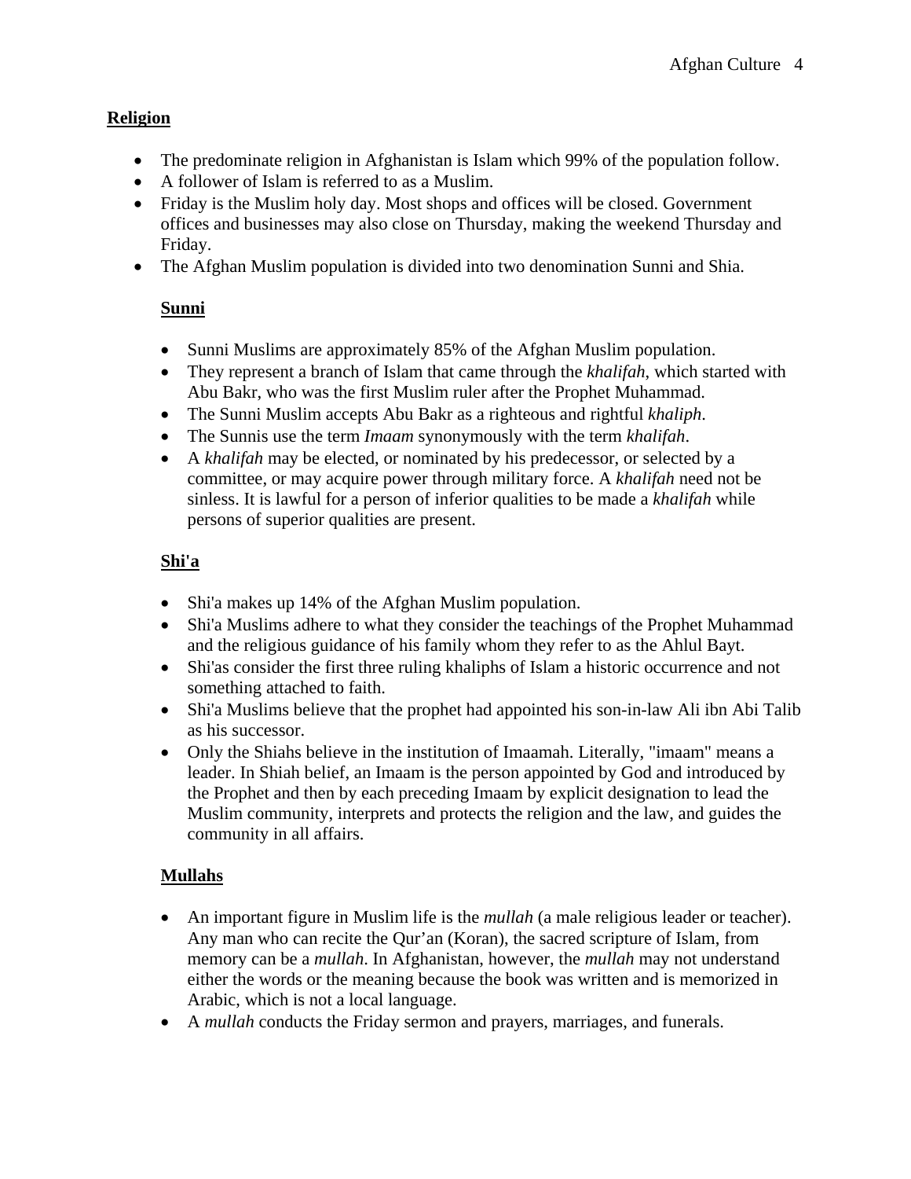## Religion

- The predominate religion in Afghanistan is Islam which 99% of the population follow.
- A follower of Islam is referred to as a Muslim.
- Friday is the Muslim holy day. Most shops and offices will be closed. Government offices and businesses may also close on Thursday, making the weekend Thursday and Friday.
- The Afghan Muslim population is divided into two denomination Sunni and Shia.

### Sunni

- Sunni Muslims are approximately 85% of the Afghan Muslim population.
- They represent a branch of Islam that came through the *khalifah*, which started with Abu Bakr, who was the first Muslim ruler after the Prophet Muhammad.
- The Sunni Muslim accepts Abu Bakr as a righteous and rightful *khaliph*.
- The Sunnis use the term *Imaam* synonymously with the term *khalifah*.
- A *khalifah* may be elected, or nominated by his predecessor, or selected by a committee, or may acquire power through military force. A *khalifah* need not be sinless. It is lawful for a person of inferior qualities to be made a *khalifah* while persons of superior qualities are present.

### Shi'a

- Shi'a makes up 14% of the Afghan Muslim population.
- Shi'a Muslims adhere to what they consider the teachings of the Prophet Muhammad and the religious guidance of his family whom they refer to as the Ahlul Bayt.
- Shi'as consider the first three ruling khaliphs of Islam a historic occurrence and not something attached to faith.
- Shi'a Muslims believe that the prophet had appointed his son-in-law Ali ibn Abi Talib as his successor.
- Only the Shiahs believe in the institution of Imaamah. Literally, "imaam" means a leader. In Shiah belief, an Imaam is the person appointed by God and introduced by the Prophet and then by each preceding Imaam by explicit designation to lead the Muslim community, interprets and protects the religion and the law, and guides the community in all affairs.

### Mullahs

- An important figure in Muslim life is the *mullah* (a male religious leader or teacher). Any man who can recite the Qur'an (Koran), the sacred scripture of Islam, from memory can be a *mullah*. In Afghanistan, however, the *mullah* may not understand either the words or the meaning because the book was written and is memorized in Arabic, which is not a local language.
- A *mullah* conducts the Friday sermon and prayers, marriages, and funerals.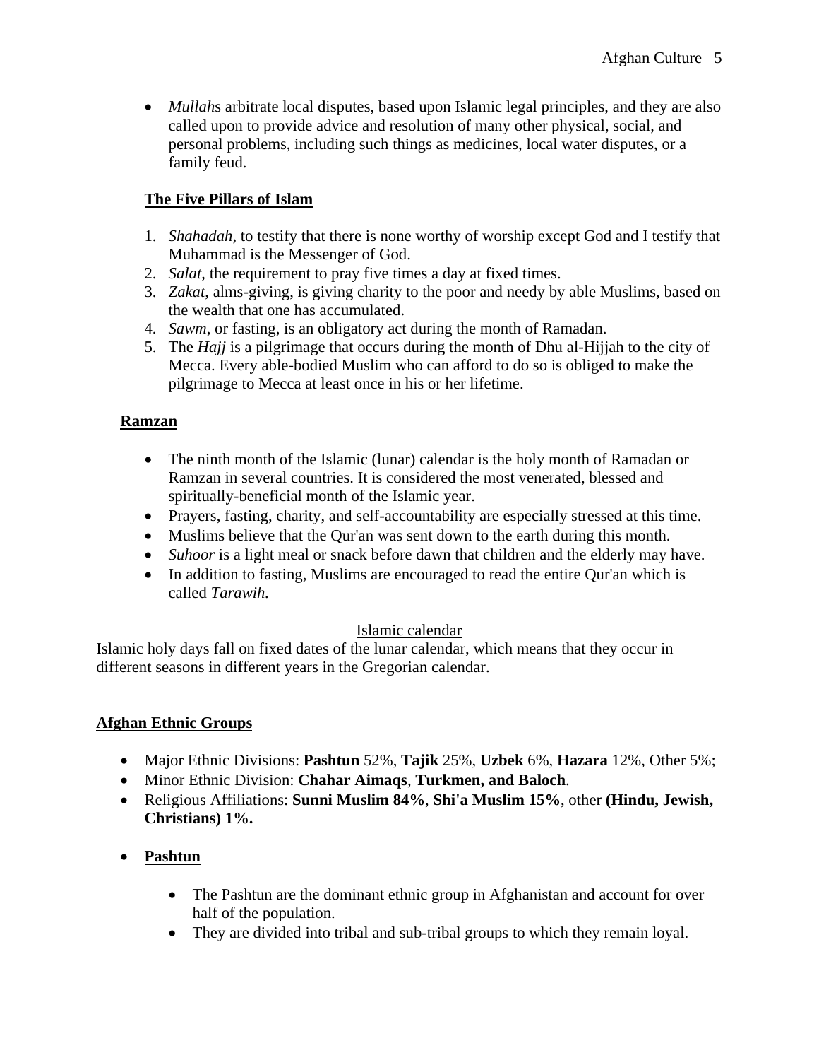- *Mullah*s arbitrate local disputes, based upon Islamic legal principles, and they are also called upon to provide advice and resolution of many other physical, social, and personal problems, including such things as medicines, local water disputes, or a family feud.

## The Five Pillars of Islam

1. *Shahadah*, to testify that there is none worthy of worship except God and I testify that Muhammad is the Messenger of God.
2. *Salat*, the requirement to pray five times a day at fixed times.
3. *Zakat*, alms-giving, is giving charity to the poor and needy by able Muslims, based on the wealth that one has accumulated.
4. *Sawm*, or fasting, is an obligatory act during the month of Ramadan.
5. The *Hajj* is a pilgrimage that occurs during the month of Dhu al-Hijjah to the city of Mecca. Every able-bodied Muslim who can afford to do so is obliged to make the pilgrimage to Mecca at least once in his or her lifetime.

## Ramzan

- The ninth month of the Islamic (lunar) calendar is the holy month of Ramadan or Ramzan in several countries. It is considered the most venerated, blessed and spiritually-beneficial month of the Islamic year.
- Prayers, fasting, charity, and self-accountability are especially stressed at this time.
- Muslims believe that the Qur'an was sent down to the earth during this month.
- *Suhoor* is a light meal or snack before dawn that children and the elderly may have.
- In addition to fasting, Muslims are encouraged to read the entire Qur'an which is called *Tarawih.*

### Islamic calendar

Islamic holy days fall on fixed dates of the lunar calendar, which means that they occur in different seasons in different years in the Gregorian calendar.

## Afghan Ethnic Groups

- Major Ethnic Divisions: **Pashtun** 52%, **Tajik** 25%, **Uzbek** 6%, **Hazara** 12%, Other 5%;
- Minor Ethnic Division: **Chahar Aimaqs**, **Turkmen, and Baloch**.
- Religious Affiliations: **Sunni Muslim 84%**, **Shi'a Muslim 15%**, other **(Hindu, Jewish, Christians) 1%.**

- **Pashtun**
    - The Pashtun are the dominant ethnic group in Afghanistan and account for over half of the population.
    - They are divided into tribal and sub-tribal groups to which they remain loyal.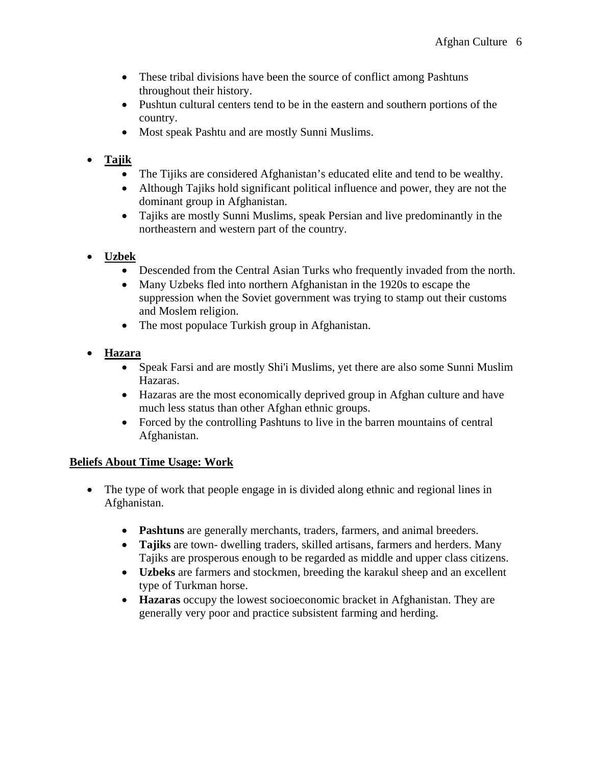- These tribal divisions have been the source of conflict among Pashtuns throughout their history.
    - Pushtun cultural centers tend to be in the eastern and southern portions of the country.
    - Most speak Pashtu and are mostly Sunni Muslims.

- **Tajik**
    - The Tijiks are considered Afghanistan's educated elite and tend to be wealthy.
    - Although Tajiks hold significant political influence and power, they are not the dominant group in Afghanistan.
    - Tajiks are mostly Sunni Muslims, speak Persian and live predominantly in the northeastern and western part of the country.

- **Uzbek**
    - Descended from the Central Asian Turks who frequently invaded from the north.
    - Many Uzbeks fled into northern Afghanistan in the 1920s to escape the suppression when the Soviet government was trying to stamp out their customs and Moslem religion.
    - The most populace Turkish group in Afghanistan.

- **Hazara**
    - Speak Farsi and are mostly Shi'i Muslims, yet there are also some Sunni Muslim Hazaras.
    - Hazaras are the most economically deprived group in Afghan culture and have much less status than other Afghan ethnic groups.
    - Forced by the controlling Pashtuns to live in the barren mountains of central Afghanistan.

## Beliefs About Time Usage: Work

- The type of work that people engage in is divided along ethnic and regional lines in Afghanistan.

    - **Pashtuns** are generally merchants, traders, farmers, and animal breeders.
    - **Tajiks** are town- dwelling traders, skilled artisans, farmers and herders. Many Tajiks are prosperous enough to be regarded as middle and upper class citizens.
    - **Uzbeks** are farmers and stockmen, breeding the karakul sheep and an excellent type of Turkman horse.
    - **Hazaras** occupy the lowest socioeconomic bracket in Afghanistan. They are generally very poor and practice subsistent farming and herding.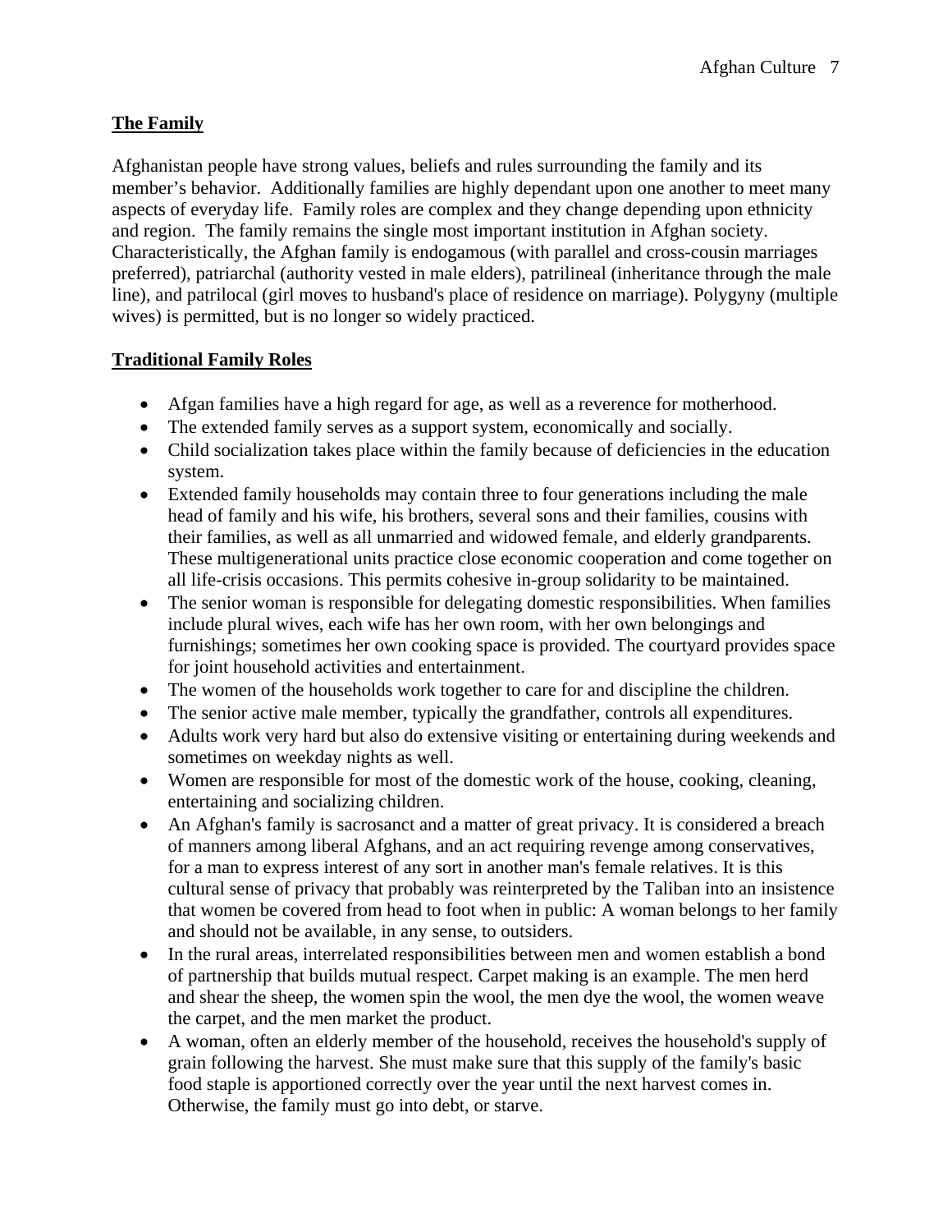## The Family

Afghanistan people have strong values, beliefs and rules surrounding the family and its member's behavior. Additionally families are highly dependant upon one another to meet many aspects of everyday life. Family roles are complex and they change depending upon ethnicity and region. The family remains the single most important institution in Afghan society. Characteristically, the Afghan family is endogamous (with parallel and cross-cousin marriages preferred), patriarchal (authority vested in male elders), patrilineal (inheritance through the male line), and patrilocal (girl moves to husband's place of residence on marriage). Polygyny (multiple wives) is permitted, but is no longer so widely practiced.

## Traditional Family Roles

- Afgan families have a high regard for age, as well as a reverence for motherhood.
- The extended family serves as a support system, economically and socially.
- Child socialization takes place within the family because of deficiencies in the education system.
- Extended family households may contain three to four generations including the male head of family and his wife, his brothers, several sons and their families, cousins with their families, as well as all unmarried and widowed female, and elderly grandparents. These multigenerational units practice close economic cooperation and come together on all life-crisis occasions. This permits cohesive in-group solidarity to be maintained.
- The senior woman is responsible for delegating domestic responsibilities. When families include plural wives, each wife has her own room, with her own belongings and furnishings; sometimes her own cooking space is provided. The courtyard provides space for joint household activities and entertainment.
- The women of the households work together to care for and discipline the children.
- The senior active male member, typically the grandfather, controls all expenditures.
- Adults work very hard but also do extensive visiting or entertaining during weekends and sometimes on weekday nights as well.
- Women are responsible for most of the domestic work of the house, cooking, cleaning, entertaining and socializing children.
- An Afghan's family is sacrosanct and a matter of great privacy. It is considered a breach of manners among liberal Afghans, and an act requiring revenge among conservatives, for a man to express interest of any sort in another man's female relatives. It is this cultural sense of privacy that probably was reinterpreted by the Taliban into an insistence that women be covered from head to foot when in public: A woman belongs to her family and should not be available, in any sense, to outsiders.
- In the rural areas, interrelated responsibilities between men and women establish a bond of partnership that builds mutual respect. Carpet making is an example. The men herd and shear the sheep, the women spin the wool, the men dye the wool, the women weave the carpet, and the men market the product.
- A woman, often an elderly member of the household, receives the household's supply of grain following the harvest. She must make sure that this supply of the family's basic food staple is apportioned correctly over the year until the next harvest comes in. Otherwise, the family must go into debt, or starve.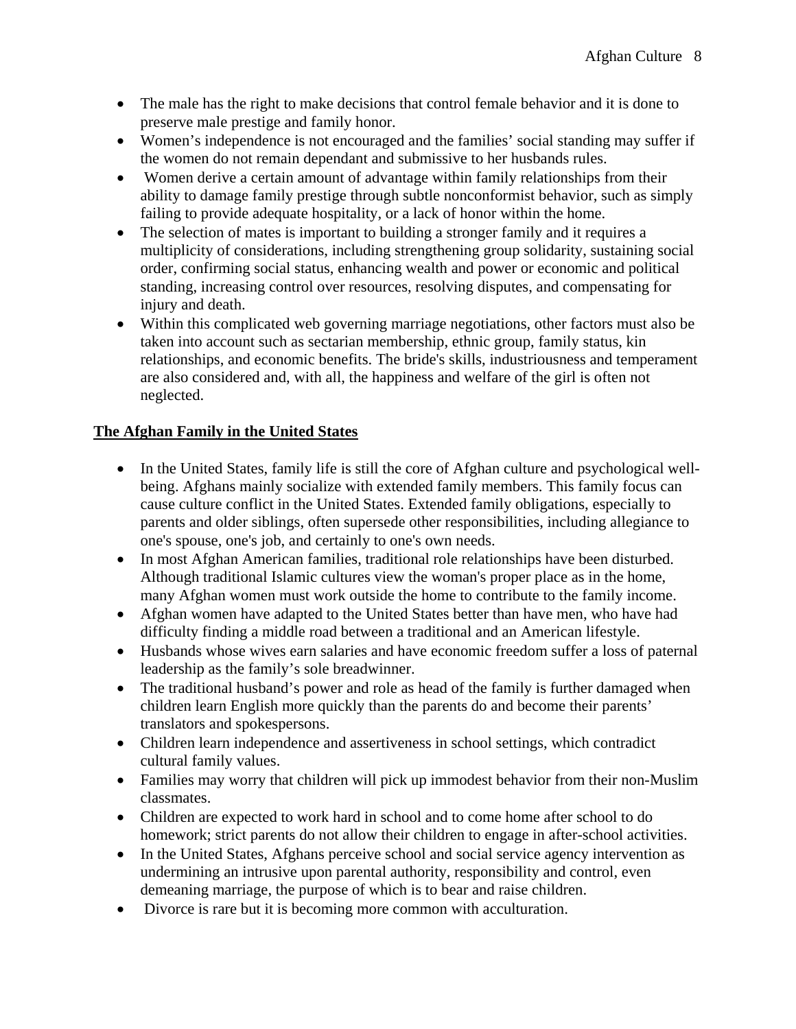- The male has the right to make decisions that control female behavior and it is done to preserve male prestige and family honor.
- Women's independence is not encouraged and the families' social standing may suffer if the women do not remain dependant and submissive to her husbands rules.
- Women derive a certain amount of advantage within family relationships from their ability to damage family prestige through subtle nonconformist behavior, such as simply failing to provide adequate hospitality, or a lack of honor within the home.
- The selection of mates is important to building a stronger family and it requires a multiplicity of considerations, including strengthening group solidarity, sustaining social order, confirming social status, enhancing wealth and power or economic and political standing, increasing control over resources, resolving disputes, and compensating for injury and death.
- Within this complicated web governing marriage negotiations, other factors must also be taken into account such as sectarian membership, ethnic group, family status, kin relationships, and economic benefits. The bride's skills, industriousness and temperament are also considered and, with all, the happiness and welfare of the girl is often not neglected.

**The Afghan Family in the United States**

- In the United States, family life is still the core of Afghan culture and psychological well-being. Afghans mainly socialize with extended family members. This family focus can cause culture conflict in the United States. Extended family obligations, especially to parents and older siblings, often supersede other responsibilities, including allegiance to one's spouse, one's job, and certainly to one's own needs.
- In most Afghan American families, traditional role relationships have been disturbed. Although traditional Islamic cultures view the woman's proper place as in the home, many Afghan women must work outside the home to contribute to the family income.
- Afghan women have adapted to the United States better than have men, who have had difficulty finding a middle road between a traditional and an American lifestyle.
- Husbands whose wives earn salaries and have economic freedom suffer a loss of paternal leadership as the family's sole breadwinner.
- The traditional husband's power and role as head of the family is further damaged when children learn English more quickly than the parents do and become their parents' translators and spokespersons.
- Children learn independence and assertiveness in school settings, which contradict cultural family values.
- Families may worry that children will pick up immodest behavior from their non-Muslim classmates.
- Children are expected to work hard in school and to come home after school to do homework; strict parents do not allow their children to engage in after-school activities.
- In the United States, Afghans perceive school and social service agency intervention as undermining an intrusive upon parental authority, responsibility and control, even demeaning marriage, the purpose of which is to bear and raise children.
- Divorce is rare but it is becoming more common with acculturation.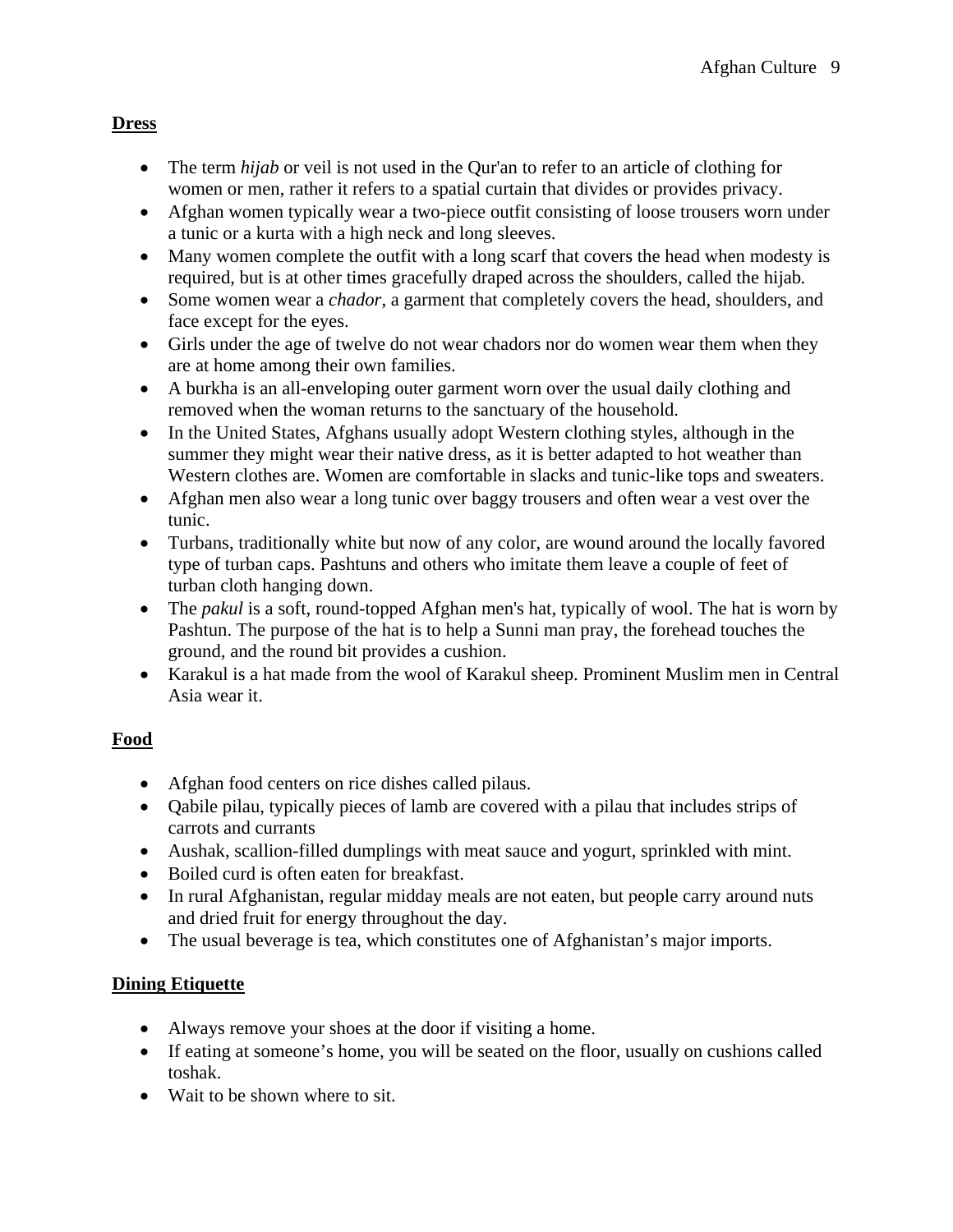**Dress**

- The term *hijab* or veil is not used in the Qur'an to refer to an article of clothing for women or men, rather it refers to a spatial curtain that divides or provides privacy.
- Afghan women typically wear a two-piece outfit consisting of loose trousers worn under a tunic or a kurta with a high neck and long sleeves.
- Many women complete the outfit with a long scarf that covers the head when modesty is required, but is at other times gracefully draped across the shoulders, called the hijab.
- Some women wear a *chador*, a garment that completely covers the head, shoulders, and face except for the eyes.
- Girls under the age of twelve do not wear chadors nor do women wear them when they are at home among their own families.
- A burkha is an all-enveloping outer garment worn over the usual daily clothing and removed when the woman returns to the sanctuary of the household.
- In the United States, Afghans usually adopt Western clothing styles, although in the summer they might wear their native dress, as it is better adapted to hot weather than Western clothes are. Women are comfortable in slacks and tunic-like tops and sweaters.
- Afghan men also wear a long tunic over baggy trousers and often wear a vest over the tunic.
- Turbans, traditionally white but now of any color, are wound around the locally favored type of turban caps. Pashtuns and others who imitate them leave a couple of feet of turban cloth hanging down.
- The *pakul* is a soft, round-topped Afghan men's hat, typically of wool. The hat is worn by Pashtun. The purpose of the hat is to help a Sunni man pray, the forehead touches the ground, and the round bit provides a cushion.
- Karakul is a hat made from the wool of Karakul sheep. Prominent Muslim men in Central Asia wear it.

**Food**

- Afghan food centers on rice dishes called pilaus.
- Qabile pilau, typically pieces of lamb are covered with a pilau that includes strips of carrots and currants
- Aushak, scallion-filled dumplings with meat sauce and yogurt, sprinkled with mint.
- Boiled curd is often eaten for breakfast.
- In rural Afghanistan, regular midday meals are not eaten, but people carry around nuts and dried fruit for energy throughout the day.
- The usual beverage is tea, which constitutes one of Afghanistan's major imports.

**Dining Etiquette**

- Always remove your shoes at the door if visiting a home.
- If eating at someone's home, you will be seated on the floor, usually on cushions called toshak.
- Wait to be shown where to sit.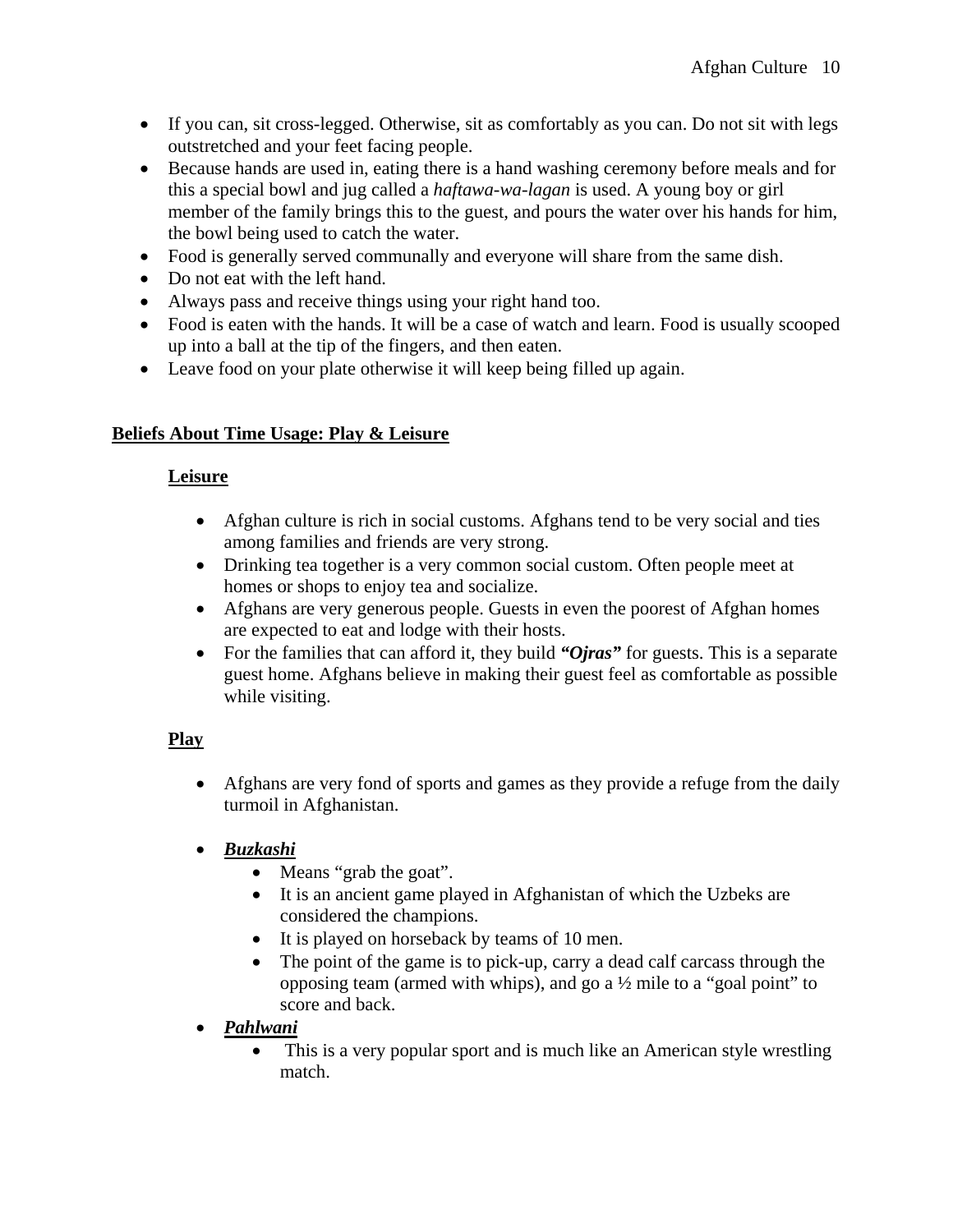- If you can, sit cross-legged. Otherwise, sit as comfortably as you can. Do not sit with legs outstretched and your feet facing people.
- Because hands are used in, eating there is a hand washing ceremony before meals and for this a special bowl and jug called a *haftawa-wa-lagan* is used. A young boy or girl member of the family brings this to the guest, and pours the water over his hands for him, the bowl being used to catch the water.
- Food is generally served communally and everyone will share from the same dish.
- Do not eat with the left hand.
- Always pass and receive things using your right hand too.
- Food is eaten with the hands. It will be a case of watch and learn. Food is usually scooped up into a ball at the tip of the fingers, and then eaten.
- Leave food on your plate otherwise it will keep being filled up again.

## Beliefs About Time Usage: Play & Leisure

### Leisure

- Afghan culture is rich in social customs. Afghans tend to be very social and ties among families and friends are very strong.
- Drinking tea together is a very common social custom. Often people meet at homes or shops to enjoy tea and socialize.
- Afghans are very generous people. Guests in even the poorest of Afghan homes are expected to eat and lodge with their hosts.
- For the families that can afford it, they build ***"Ojras"*** for guests. This is a separate guest home. Afghans believe in making their guest feel as comfortable as possible while visiting.

### Play

- Afghans are very fond of sports and games as they provide a refuge from the daily turmoil in Afghanistan.

- ***Buzkashi***
  - Means "grab the goat".
  - It is an ancient game played in Afghanistan of which the Uzbeks are considered the champions.
  - It is played on horseback by teams of 10 men.
  - The point of the game is to pick-up, carry a dead calf carcass through the opposing team (armed with whips), and go a ½ mile to a "goal point" to score and back.
- ***Pahlwani***
  - This is a very popular sport and is much like an American style wrestling match.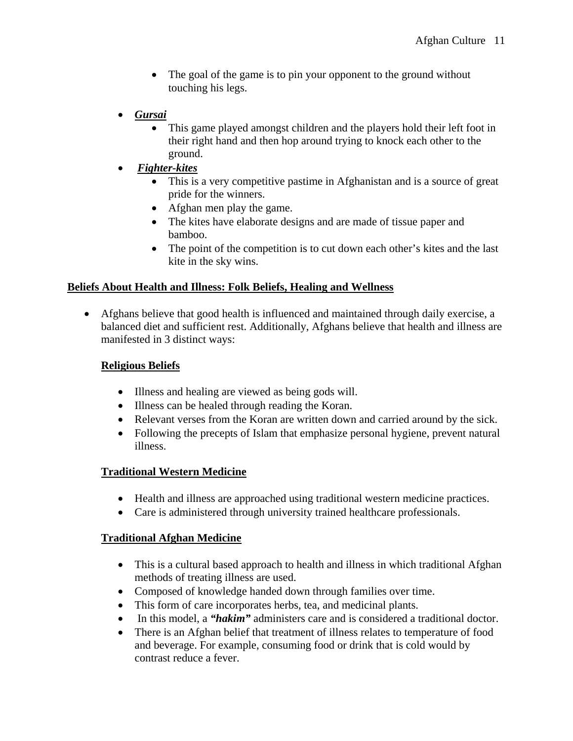- The goal of the game is to pin your opponent to the ground without touching his legs.

- ***Gursai***
    - This game played amongst children and the players hold their left foot in their right hand and then hop around trying to knock each other to the ground.
- ***Fighter-kites***
    - This is a very competitive pastime in Afghanistan and is a source of great pride for the winners.
    - Afghan men play the game.
    - The kites have elaborate designs and are made of tissue paper and bamboo.
    - The point of the competition is to cut down each other's kites and the last kite in the sky wins.

## Beliefs About Health and Illness: Folk Beliefs, Healing and Wellness

- Afghans believe that good health is influenced and maintained through daily exercise, a balanced diet and sufficient rest. Additionally, Afghans believe that health and illness are manifested in 3 distinct ways:

### Religious Beliefs

- Illness and healing are viewed as being gods will.
- Illness can be healed through reading the Koran.
- Relevant verses from the Koran are written down and carried around by the sick.
- Following the precepts of Islam that emphasize personal hygiene, prevent natural illness.

### Traditional Western Medicine

- Health and illness are approached using traditional western medicine practices.
- Care is administered through university trained healthcare professionals.

### Traditional Afghan Medicine

- This is a cultural based approach to health and illness in which traditional Afghan methods of treating illness are used.
- Composed of knowledge handed down through families over time.
- This form of care incorporates herbs, tea, and medicinal plants.
- In this model, a ***"hakim"*** administers care and is considered a traditional doctor.
- There is an Afghan belief that treatment of illness relates to temperature of food and beverage. For example, consuming food or drink that is cold would by contrast reduce a fever.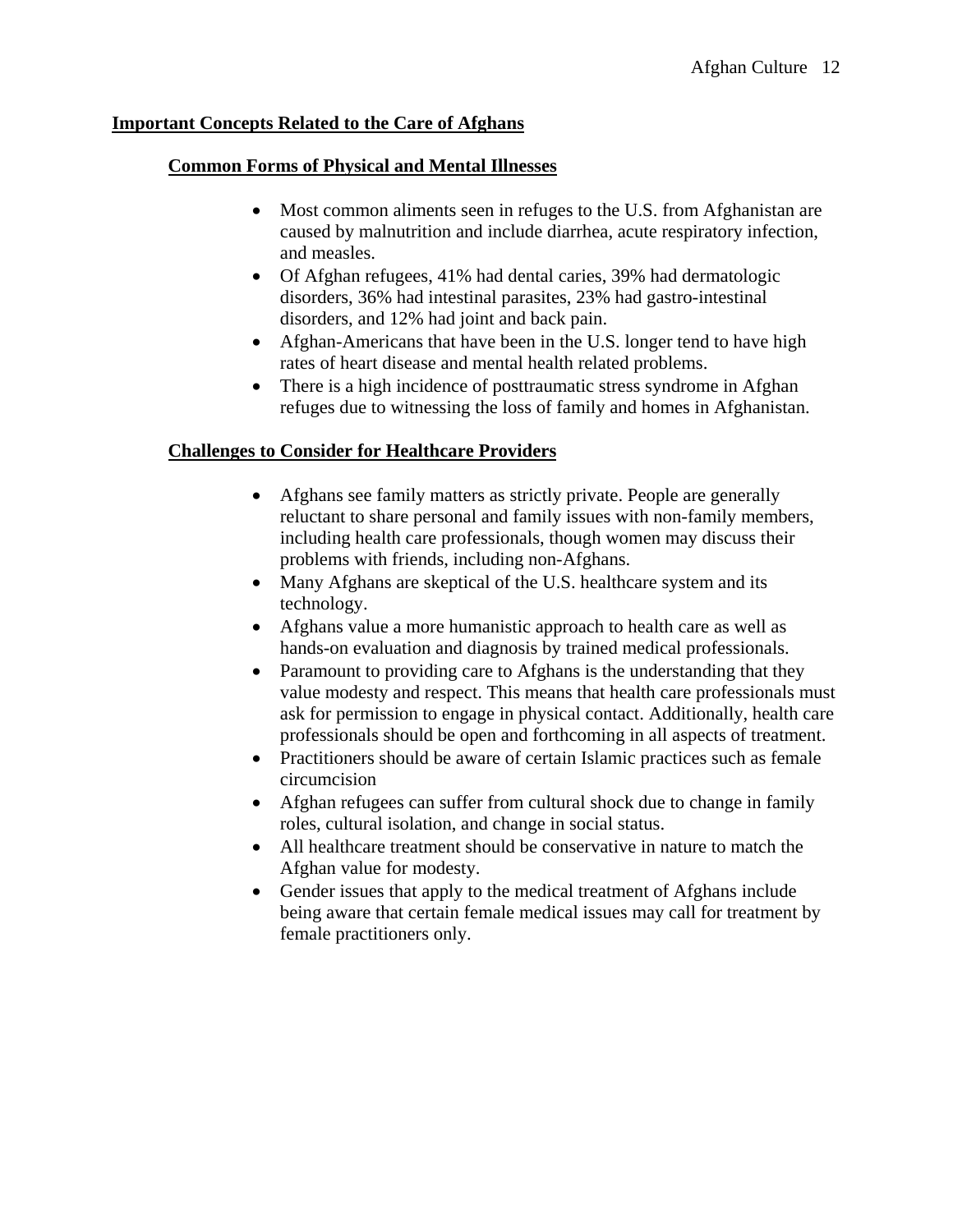## Important Concepts Related to the Care of Afghans

### Common Forms of Physical and Mental Illnesses

- Most common aliments seen in refuges to the U.S. from Afghanistan are caused by malnutrition and include diarrhea, acute respiratory infection, and measles.
- Of Afghan refugees, 41% had dental caries, 39% had dermatologic disorders, 36% had intestinal parasites, 23% had gastro-intestinal disorders, and 12% had joint and back pain.
- Afghan-Americans that have been in the U.S. longer tend to have high rates of heart disease and mental health related problems.
- There is a high incidence of posttraumatic stress syndrome in Afghan refuges due to witnessing the loss of family and homes in Afghanistan.

### Challenges to Consider for Healthcare Providers

- Afghans see family matters as strictly private. People are generally reluctant to share personal and family issues with non-family members, including health care professionals, though women may discuss their problems with friends, including non-Afghans.
- Many Afghans are skeptical of the U.S. healthcare system and its technology.
- Afghans value a more humanistic approach to health care as well as hands-on evaluation and diagnosis by trained medical professionals.
- Paramount to providing care to Afghans is the understanding that they value modesty and respect. This means that health care professionals must ask for permission to engage in physical contact. Additionally, health care professionals should be open and forthcoming in all aspects of treatment.
- Practitioners should be aware of certain Islamic practices such as female circumcision
- Afghan refugees can suffer from cultural shock due to change in family roles, cultural isolation, and change in social status.
- All healthcare treatment should be conservative in nature to match the Afghan value for modesty.
- Gender issues that apply to the medical treatment of Afghans include being aware that certain female medical issues may call for treatment by female practitioners only.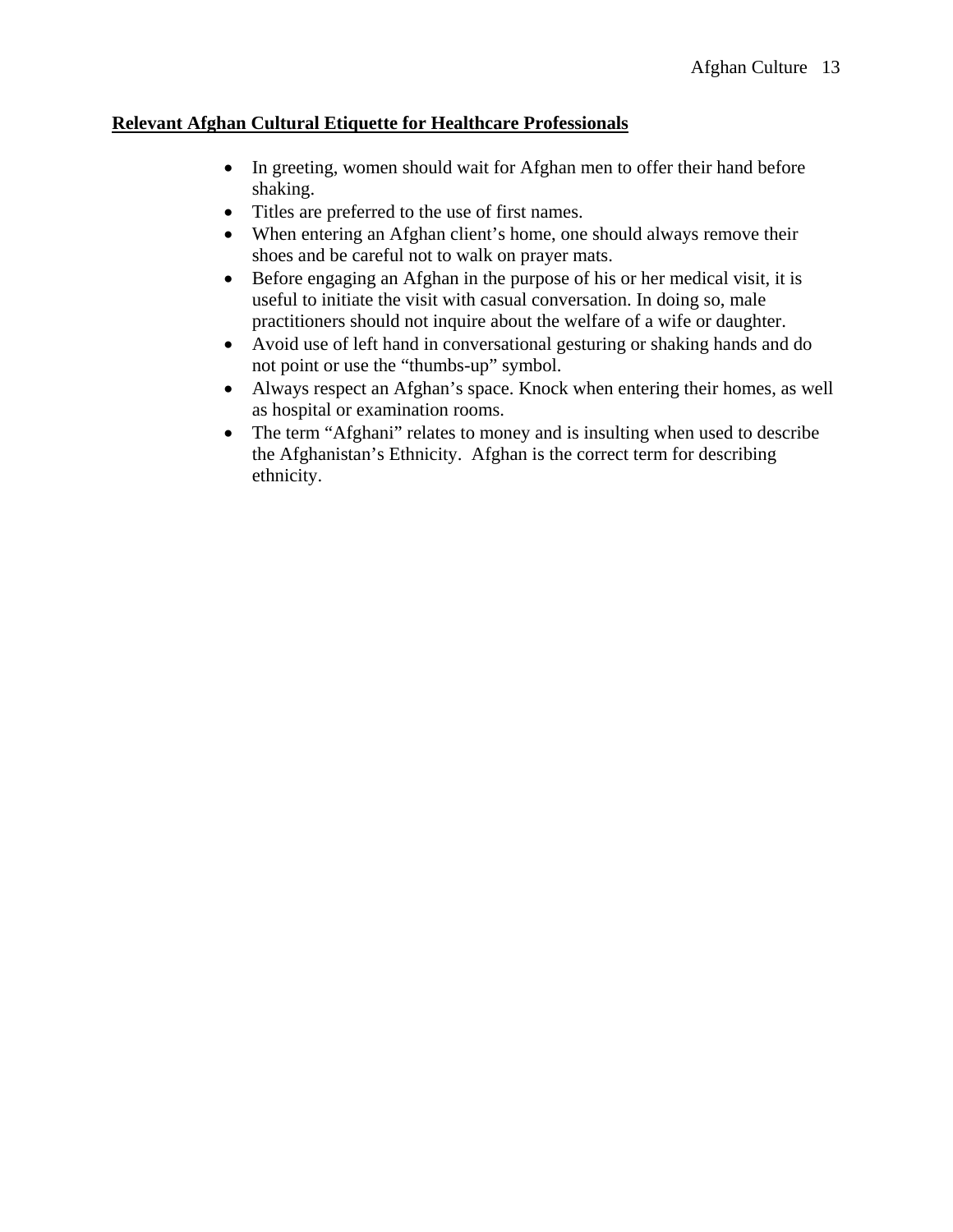## **Relevant Afghan Cultural Etiquette for Healthcare Professionals**

- In greeting, women should wait for Afghan men to offer their hand before shaking.
- Titles are preferred to the use of first names.
- When entering an Afghan client's home, one should always remove their shoes and be careful not to walk on prayer mats.
- Before engaging an Afghan in the purpose of his or her medical visit, it is useful to initiate the visit with casual conversation. In doing so, male practitioners should not inquire about the welfare of a wife or daughter.
- Avoid use of left hand in conversational gesturing or shaking hands and do not point or use the "thumbs-up" symbol.
- Always respect an Afghan's space. Knock when entering their homes, as well as hospital or examination rooms.
- The term "Afghani" relates to money and is insulting when used to describe the Afghanistan's Ethnicity. Afghan is the correct term for describing ethnicity.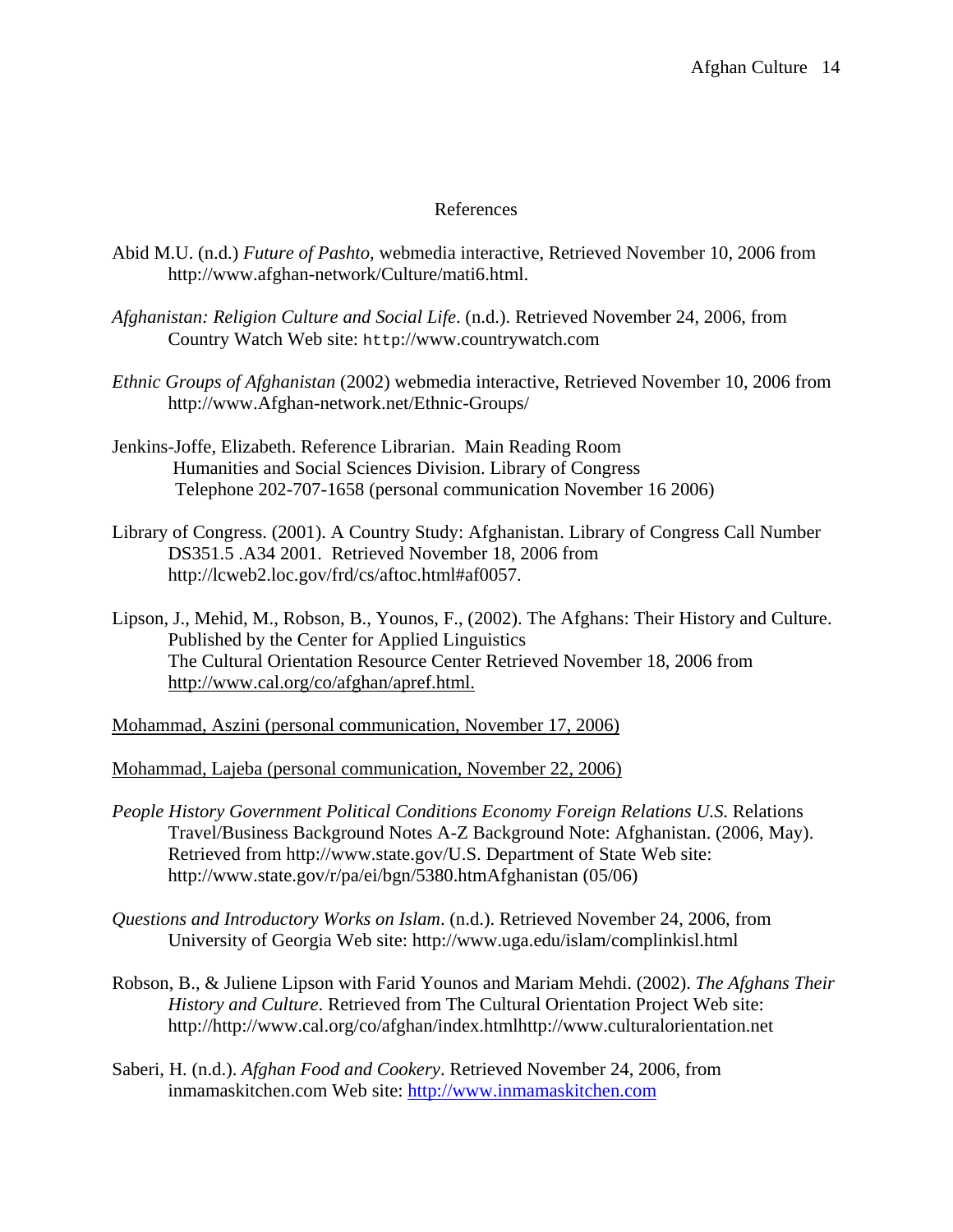# References

Abid M.U. (n.d.) *Future of Pashto,* webmedia interactive, Retrieved November 10, 2006 from http://www.afghan-network/Culture/mati6.html.

*Afghanistan: Religion Culture and Social Life*. (n.d.). Retrieved November 24, 2006, from Country Watch Web site: http://www.countrywatch.com

*Ethnic Groups of Afghanistan* (2002) webmedia interactive, Retrieved November 10, 2006 from http://www.Afghan-network.net/Ethnic-Groups/

Jenkins-Joffe, Elizabeth. Reference Librarian. Main Reading Room Humanities and Social Sciences Division. Library of Congress Telephone 202-707-1658 (personal communication November 16 2006)

Library of Congress. (2001). A Country Study: Afghanistan. Library of Congress Call Number DS351.5 .A34 2001. Retrieved November 18, 2006 from http://lcweb2.loc.gov/frd/cs/aftoc.html#af0057.

Lipson, J., Mehid, M., Robson, B., Younos, F., (2002). The Afghans: Their History and Culture. Published by the Center for Applied Linguistics The Cultural Orientation Resource Center Retrieved November 18, 2006 from http://www.cal.org/co/afghan/apref.html.

Mohammad, Aszini (personal communication, November 17, 2006)

Mohammad, Lajeba (personal communication, November 22, 2006)

*People History Government Political Conditions Economy Foreign Relations U.S.* Relations Travel/Business Background Notes A-Z Background Note: Afghanistan. (2006, May). Retrieved from http://www.state.gov/U.S. Department of State Web site: http://www.state.gov/r/pa/ei/bgn/5380.htmAfghanistan (05/06)

*Questions and Introductory Works on Islam*. (n.d.). Retrieved November 24, 2006, from University of Georgia Web site: http://www.uga.edu/islam/complinkisl.html

Robson, B., & Juliene Lipson with Farid Younos and Mariam Mehdi. (2002). *The Afghans Their History and Culture*. Retrieved from The Cultural Orientation Project Web site: http://http://www.cal.org/co/afghan/index.htmlhttp://www.culturalorientation.net

Saberi, H. (n.d.). *Afghan Food and Cookery*. Retrieved November 24, 2006, from inmamaskitchen.com Web site: http://www.inmamaskitchen.com